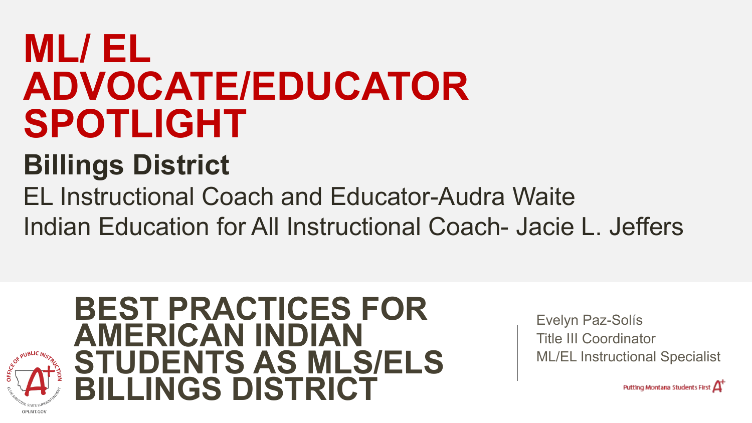# ML/ EL ADVOCATE/EDUCATOR SPOTLIGHT

## Billings District

EL Instructional Coach and Educator-Audra Waite

Indian Education for All Instructional Coach- Jacie L. Jeffers

# BEST PRACTICES FOR AMERICAN INDIAN STUDENTS AS MLS/ELS BILLINGS DISTRICT

Evelyn Paz-Solís
Title III Coordinator
ML/EL Instructional Specialist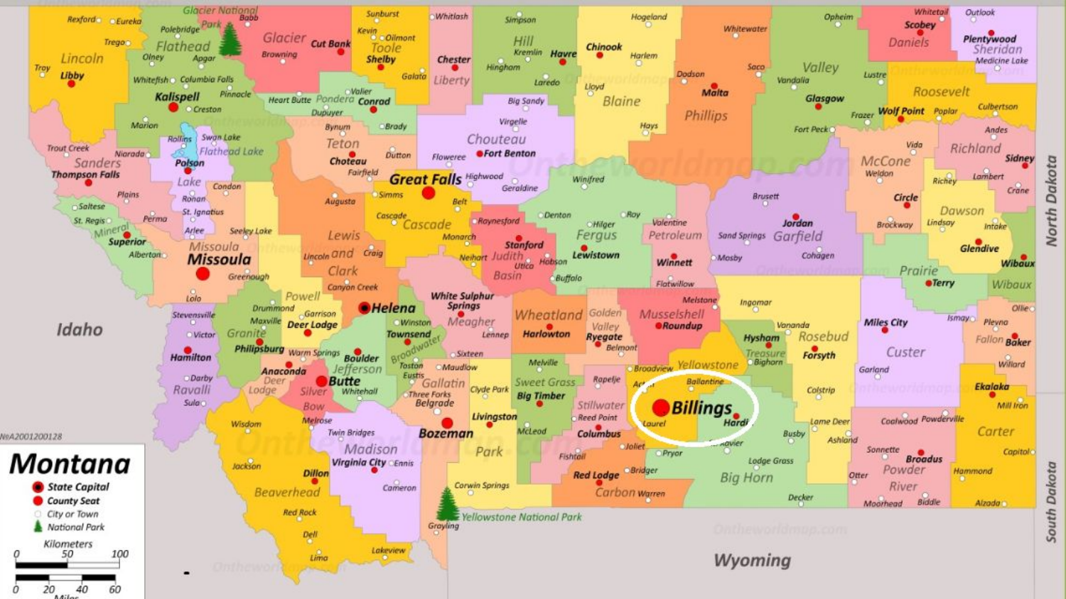# Montana

- State Capital
- County Seat
- City or Town
- National Park

Kilometers: 0, 50, 100

Miles: 0, 20, 40, 60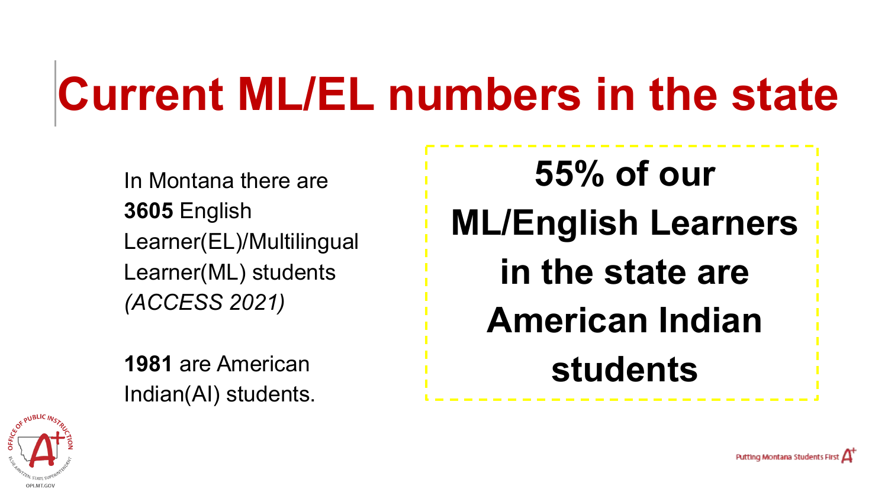# Current ML/EL numbers in the state

In Montana there are **3605** English Learner(EL)/Multilingual Learner(ML) students *(ACCESS 2021)*

**1981** are American Indian(AI) students.

**55% of our ML/English Learners in the state are American Indian students**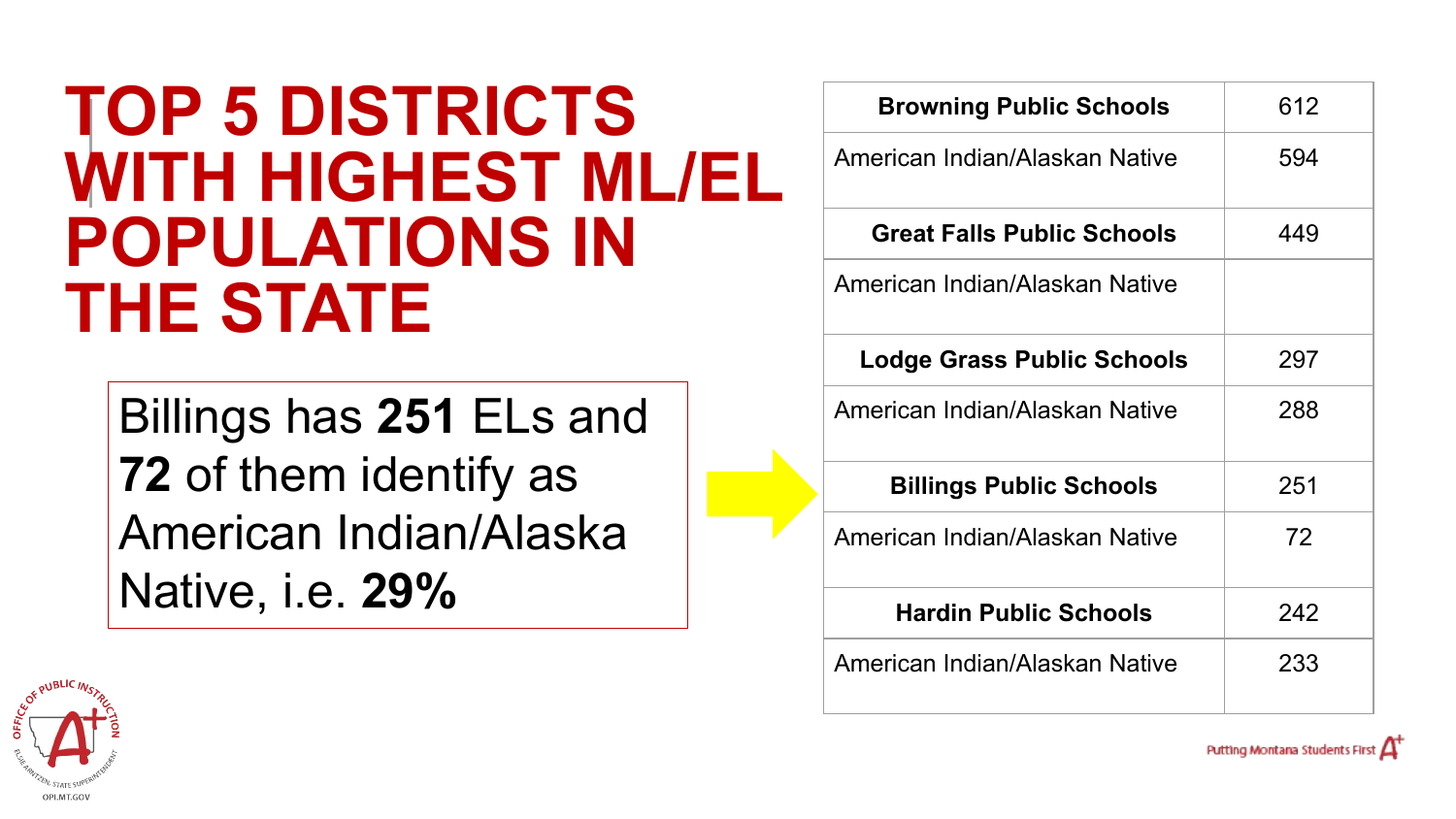# TOP 5 DISTRICTS WITH HIGHEST ML/EL POPULATIONS IN THE STATE

Billings has **251** ELs and **72** of them identify as American Indian/Alaska Native, i.e. **29%**

| **Browning Public Schools** | 612 |
|---|---|
| American Indian/Alaskan Native | 594 |
| **Great Falls Public Schools** | 449 |
| American Indian/Alaskan Native | |
| **Lodge Grass Public Schools** | 297 |
| American Indian/Alaskan Native | 288 |
| **Billings Public Schools** | 251 |
| American Indian/Alaskan Native | 72 |
| **Hardin Public Schools** | 242 |
| American Indian/Alaskan Native | 233 |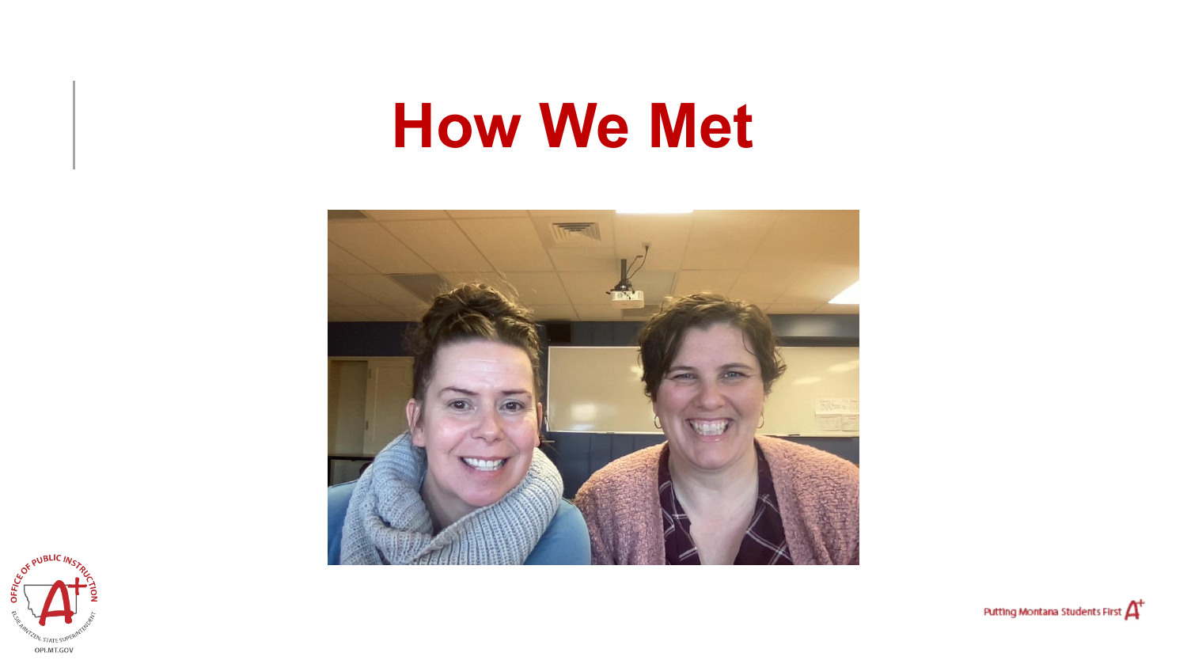# How We Met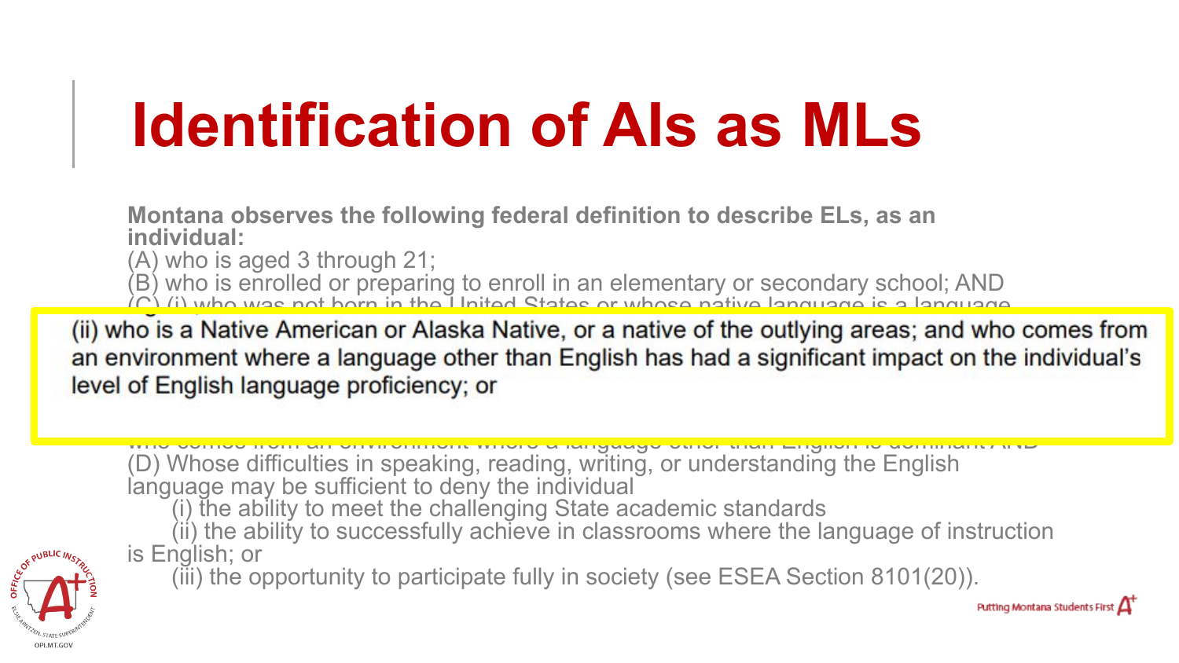# Identification of AIs as MLs

**Montana observes the following federal definition to describe ELs, as an individual:**

(A) who is aged 3 through 21;

(B) who is enrolled or preparing to enroll in an elementary or secondary school; AND

(C) (i) who was not born in the United States or whose native language is a language

(ii) who is a Native American or Alaska Native, or a native of the outlying areas; and who comes from an environment where a language other than English has had a significant impact on the individual's level of English language proficiency; or

who comes from an environment where a language other than English is dominant AND

(D) Whose difficulties in speaking, reading, writing, or understanding the English language may be sufficient to deny the individual

(i) the ability to meet the challenging State academic standards

(ii) the ability to successfully achieve in classrooms where the language of instruction is English; or

(iii) the opportunity to participate fully in society (see ESEA Section 8101(20)).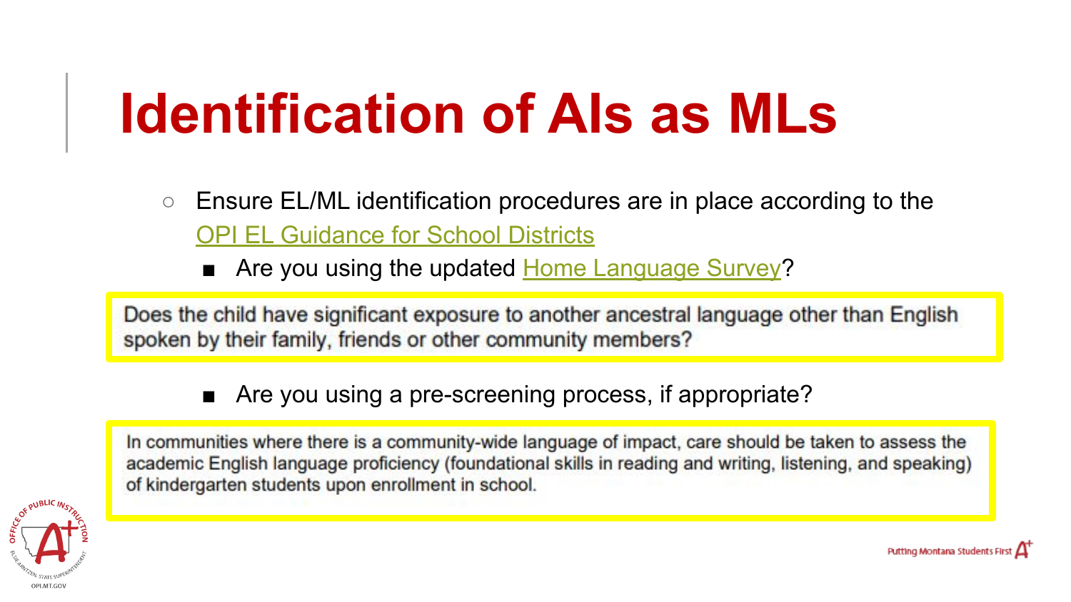# Identification of AIs as MLs

- Ensure EL/ML identification procedures are in place according to the OPI EL Guidance for School Districts
  - Are you using the updated Home Language Survey?

> Does the child have significant exposure to another ancestral language other than English spoken by their family, friends or other community members?

  - Are you using a pre-screening process, if appropriate?

> In communities where there is a community-wide language of impact, care should be taken to assess the academic English language proficiency (foundational skills in reading and writing, listening, and speaking) of kindergarten students upon enrollment in school.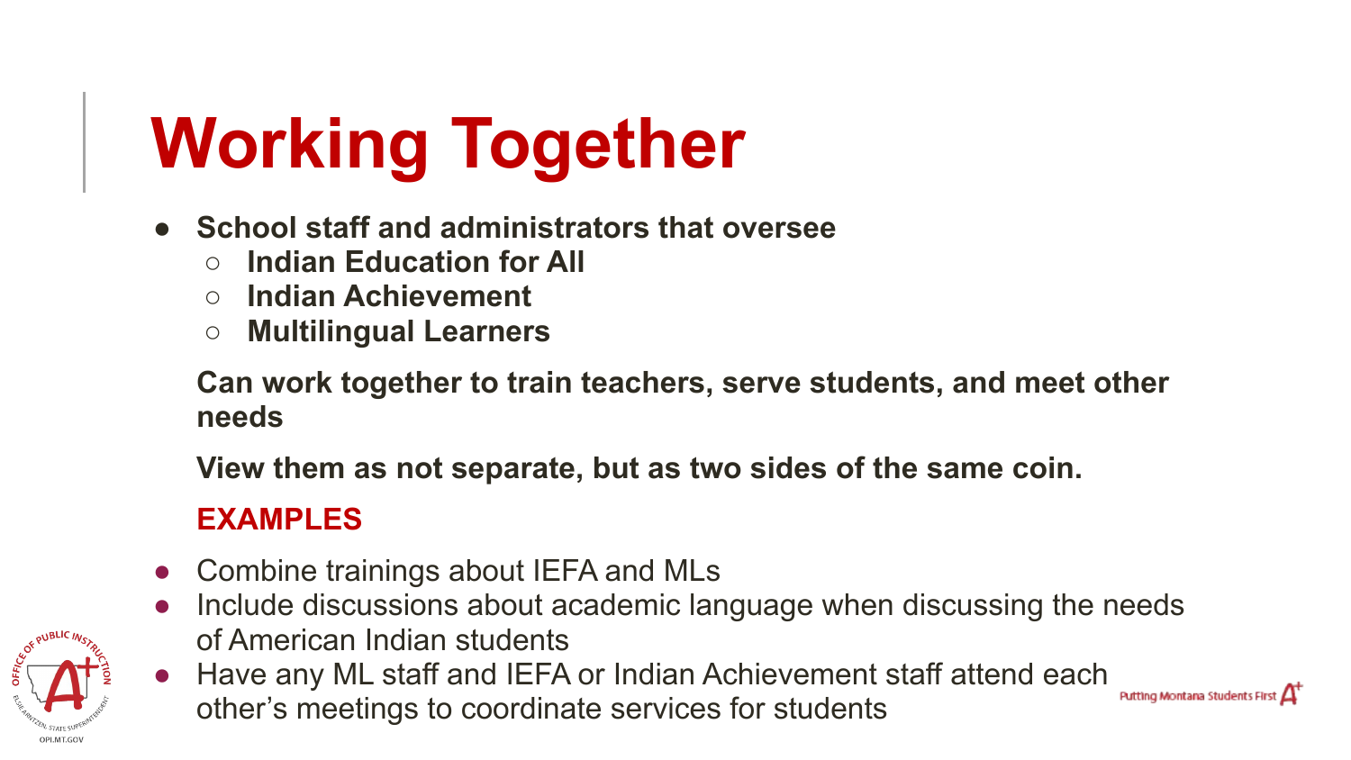# Working Together

- **School staff and administrators that oversee**
  - **Indian Education for All**
  - **Indian Achievement**
  - **Multilingual Learners**

  **Can work together to train teachers, serve students, and meet other needs**

  **View them as not separate, but as two sides of the same coin.**

  **EXAMPLES**

- Combine trainings about IEFA and MLs
- Include discussions about academic language when discussing the needs of American Indian students
- Have any ML staff and IEFA or Indian Achievement staff attend each other's meetings to coordinate services for students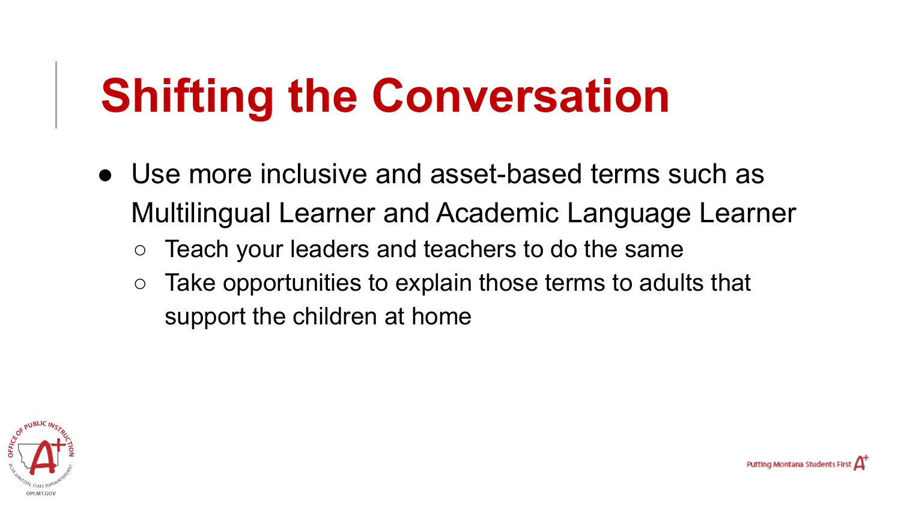# Shifting the Conversation

- Use more inclusive and asset-based terms such as Multilingual Learner and Academic Language Learner
  - Teach your leaders and teachers to do the same
  - Take opportunities to explain those terms to adults that support the children at home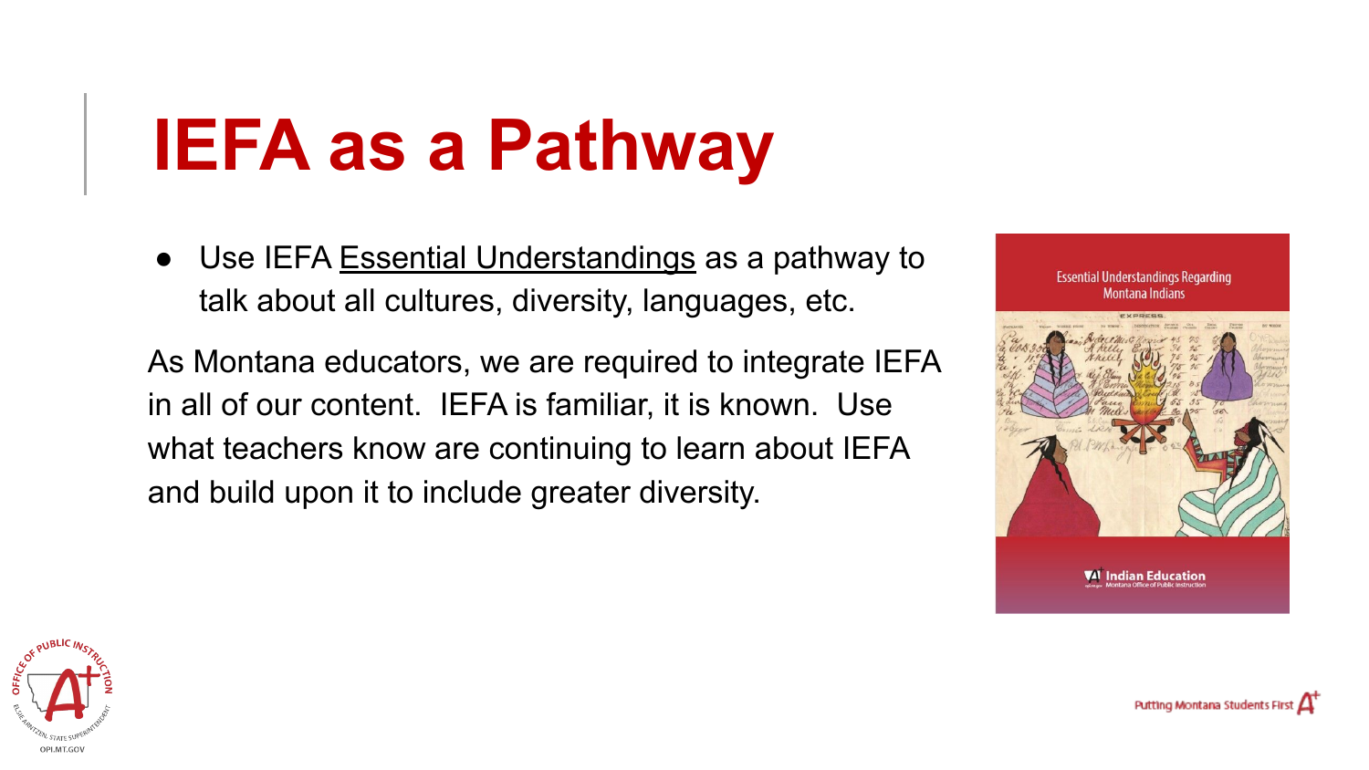# IEFA as a Pathway

- Use IEFA Essential Understandings as a pathway to talk about all cultures, diversity, languages, etc.

As Montana educators, we are required to integrate IEFA in all of our content. IEFA is familiar, it is known. Use what teachers know are continuing to learn about IEFA and build upon it to include greater diversity.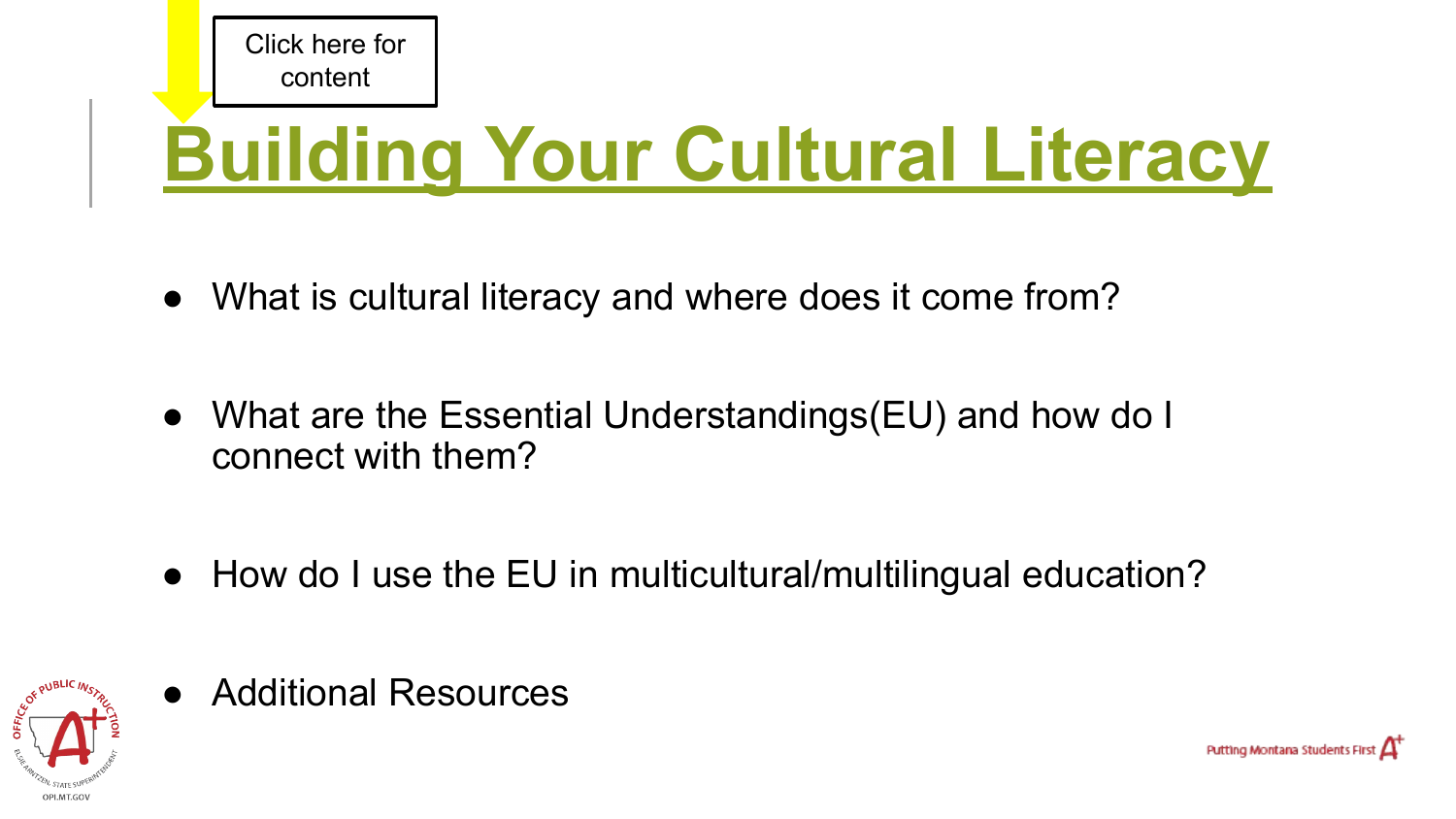Click here for content

# Building Your Cultural Literacy

- What is cultural literacy and where does it come from?
- What are the Essential Understandings(EU) and how do I connect with them?
- How do I use the EU in multicultural/multilingual education?
- Additional Resources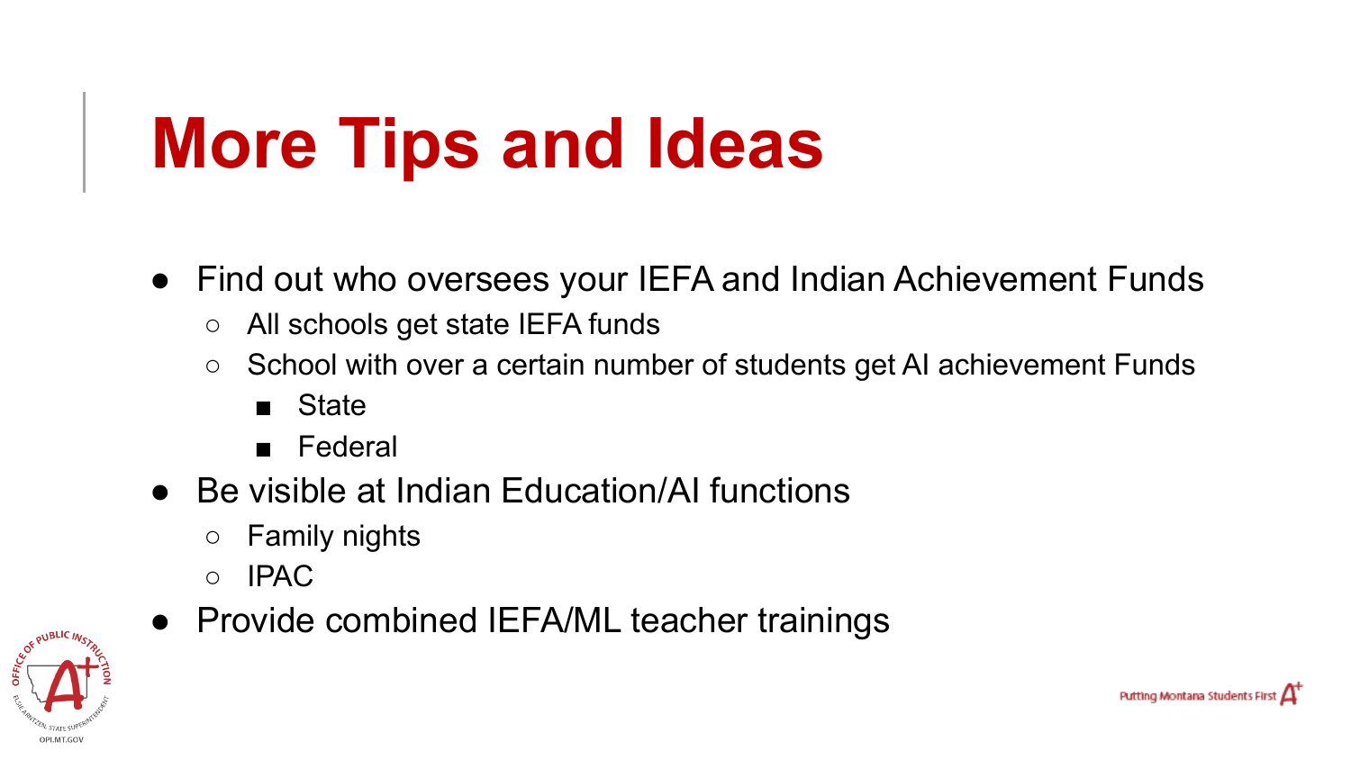# More Tips and Ideas

- Find out who oversees your IEFA and Indian Achievement Funds
  - All schools get state IEFA funds
  - School with over a certain number of students get AI achievement Funds
    - State
    - Federal
- Be visible at Indian Education/AI functions
  - Family nights
  - IPAC
- Provide combined IEFA/ML teacher trainings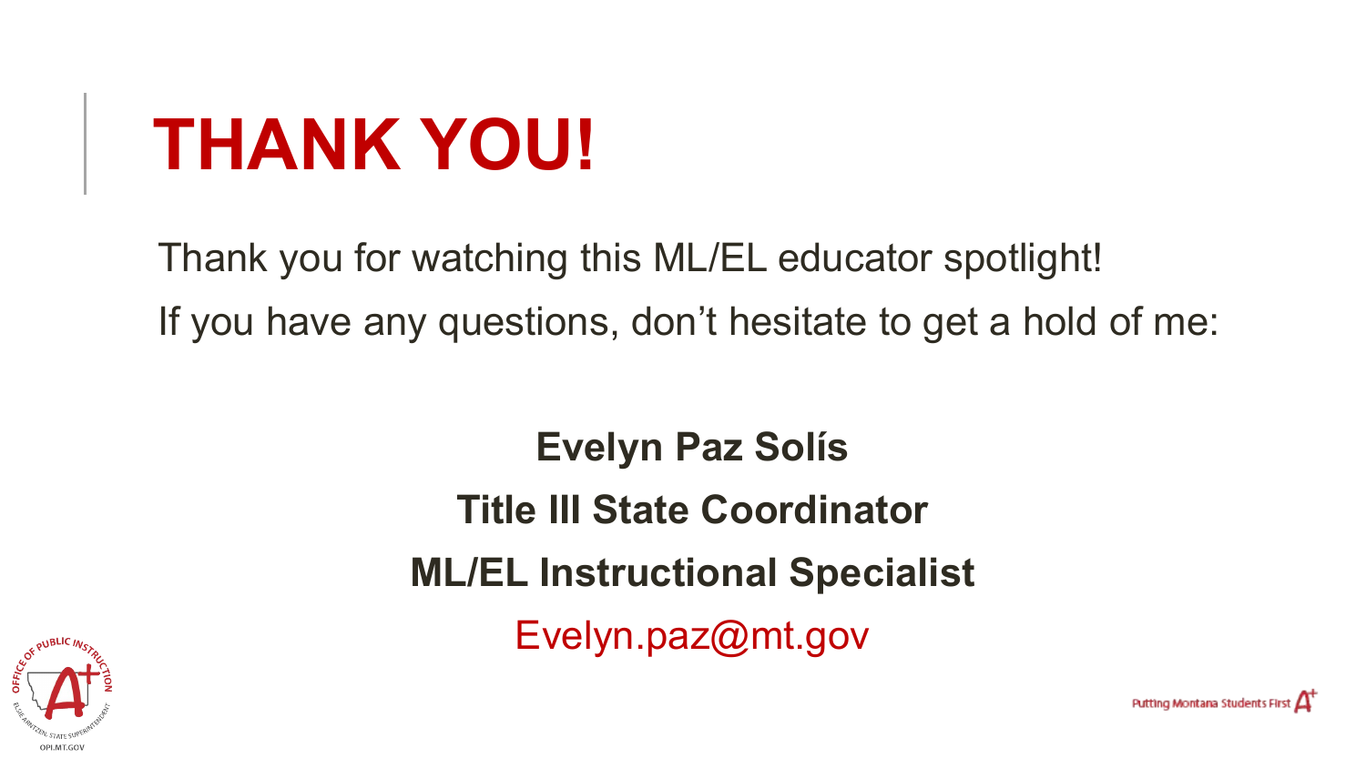# THANK YOU!

Thank you for watching this ML/EL educator spotlight!

If you have any questions, don’t hesitate to get a hold of me:

**Evelyn Paz Solís**

**Title III State Coordinator**

**ML/EL Instructional Specialist**

Evelyn.paz@mt.gov